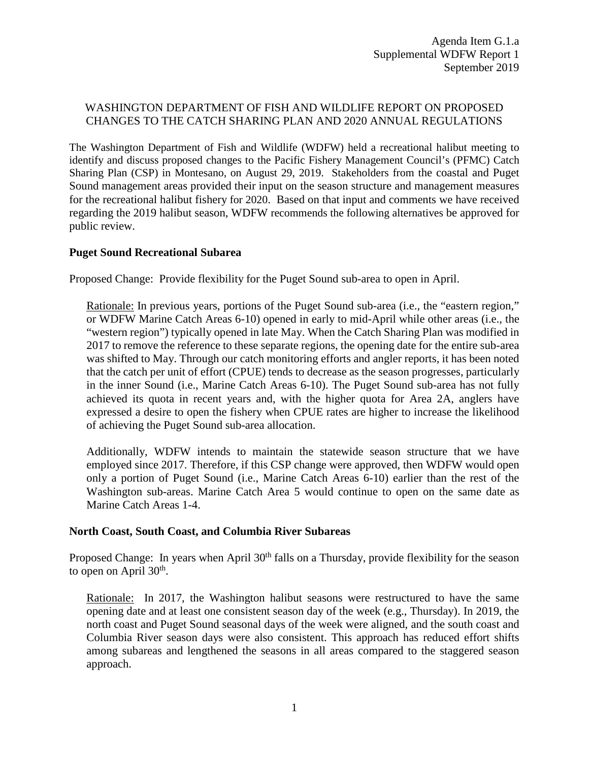Agenda Item G.1.a
Supplemental WDFW Report 1
September 2019

# WASHINGTON DEPARTMENT OF FISH AND WILDLIFE REPORT ON PROPOSED CHANGES TO THE CATCH SHARING PLAN AND 2020 ANNUAL REGULATIONS

The Washington Department of Fish and Wildlife (WDFW) held a recreational halibut meeting to identify and discuss proposed changes to the Pacific Fishery Management Council's (PFMC) Catch Sharing Plan (CSP) in Montesano, on August 29, 2019. Stakeholders from the coastal and Puget Sound management areas provided their input on the season structure and management measures for the recreational halibut fishery for 2020. Based on that input and comments we have received regarding the 2019 halibut season, WDFW recommends the following alternatives be approved for public review.

**Puget Sound Recreational Subarea**

Proposed Change: Provide flexibility for the Puget Sound sub-area to open in April.

> Rationale: In previous years, portions of the Puget Sound sub-area (i.e., the "eastern region," or WDFW Marine Catch Areas 6-10) opened in early to mid-April while other areas (i.e., the "western region") typically opened in late May. When the Catch Sharing Plan was modified in 2017 to remove the reference to these separate regions, the opening date for the entire sub-area was shifted to May. Through our catch monitoring efforts and angler reports, it has been noted that the catch per unit of effort (CPUE) tends to decrease as the season progresses, particularly in the inner Sound (i.e., Marine Catch Areas 6-10). The Puget Sound sub-area has not fully achieved its quota in recent years and, with the higher quota for Area 2A, anglers have expressed a desire to open the fishery when CPUE rates are higher to increase the likelihood of achieving the Puget Sound sub-area allocation.
>
> Additionally, WDFW intends to maintain the statewide season structure that we have employed since 2017. Therefore, if this CSP change were approved, then WDFW would open only a portion of Puget Sound (i.e., Marine Catch Areas 6-10) earlier than the rest of the Washington sub-areas. Marine Catch Area 5 would continue to open on the same date as Marine Catch Areas 1-4.

**North Coast, South Coast, and Columbia River Subareas**

Proposed Change: In years when April 30th falls on a Thursday, provide flexibility for the season to open on April 30th.

> Rationale: In 2017, the Washington halibut seasons were restructured to have the same opening date and at least one consistent season day of the week (e.g., Thursday). In 2019, the north coast and Puget Sound seasonal days of the week were aligned, and the south coast and Columbia River season days were also consistent. This approach has reduced effort shifts among subareas and lengthened the seasons in all areas compared to the staggered season approach.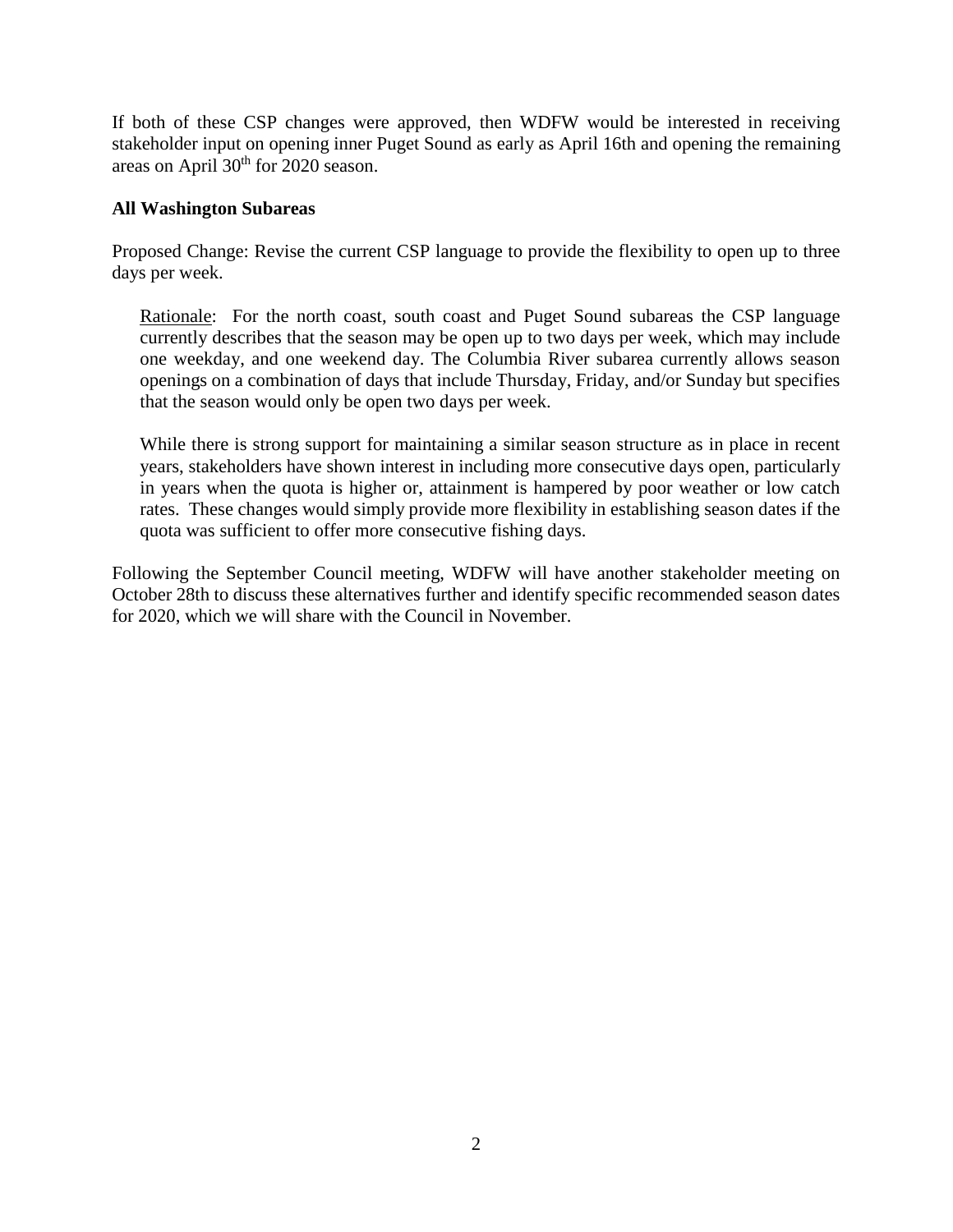If both of these CSP changes were approved, then WDFW would be interested in receiving stakeholder input on opening inner Puget Sound as early as April 16th and opening the remaining areas on April 30th for 2020 season.

**All Washington Subareas**

Proposed Change: Revise the current CSP language to provide the flexibility to open up to three days per week.

> Rationale: For the north coast, south coast and Puget Sound subareas the CSP language currently describes that the season may be open up to two days per week, which may include one weekday, and one weekend day. The Columbia River subarea currently allows season openings on a combination of days that include Thursday, Friday, and/or Sunday but specifies that the season would only be open two days per week.
>
> While there is strong support for maintaining a similar season structure as in place in recent years, stakeholders have shown interest in including more consecutive days open, particularly in years when the quota is higher or, attainment is hampered by poor weather or low catch rates. These changes would simply provide more flexibility in establishing season dates if the quota was sufficient to offer more consecutive fishing days.

Following the September Council meeting, WDFW will have another stakeholder meeting on October 28th to discuss these alternatives further and identify specific recommended season dates for 2020, which we will share with the Council in November.